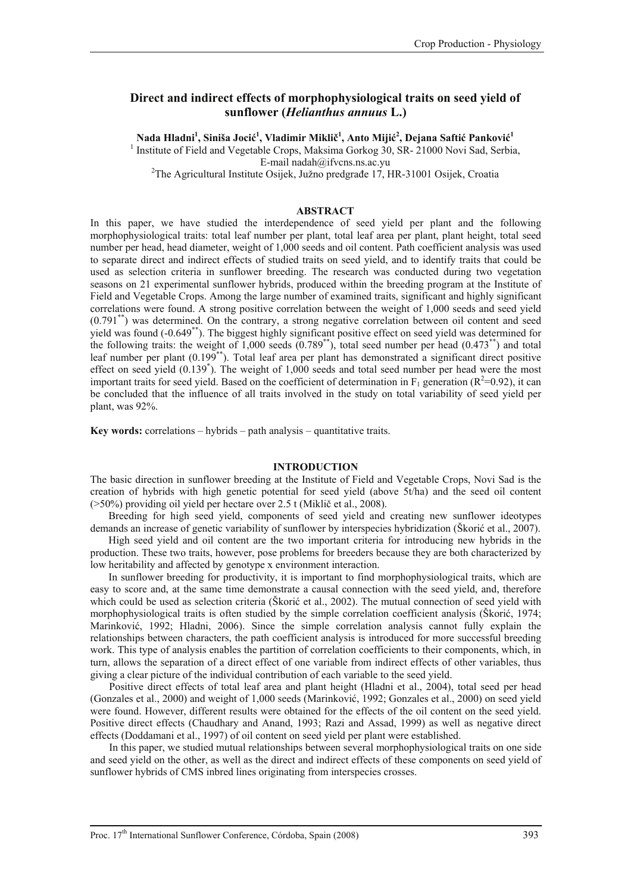# Direct and indirect effects of morphophysiological traits on seed yield of sunflower (*Helianthus annuus* L.)

**Nada Hladni[1], Siniša Jocić[1], Vladimir Miklič[1], Anto Mijić[2], Dejana Saftić Panković[1]**

[1] Institute of Field and Vegetable Crops, Maksima Gorkog 30, SR- 21000 Novi Sad, Serbia, E-mail nadah@ifvcns.ns.ac.yu

[2]The Agricultural Institute Osijek, Južno predgrađe 17, HR-31001 Osijek, Croatia

## ABSTRACT

In this paper, we have studied the interdependence of seed yield per plant and the following morphophysiological traits: total leaf number per plant, total leaf area per plant, plant height, total seed number per head, head diameter, weight of 1,000 seeds and oil content. Path coefficient analysis was used to separate direct and indirect effects of studied traits on seed yield, and to identify traits that could be used as selection criteria in sunflower breeding. The research was conducted during two vegetation seasons on 21 experimental sunflower hybrids, produced within the breeding program at the Institute of Field and Vegetable Crops. Among the large number of examined traits, significant and highly significant correlations were found. A strong positive correlation between the weight of 1,000 seeds and seed yield ($0.791^{**}$) was determined. On the contrary, a strong negative correlation between oil content and seed yield was found ($-0.649^{**}$). The biggest highly significant positive effect on seed yield was determined for the following traits: the weight of 1,000 seeds ($0.789^{**}$), total seed number per head ($0.473^{**}$) and total leaf number per plant ($0.199^{**}$). Total leaf area per plant has demonstrated a significant direct positive effect on seed yield ($0.139^{*}$). The weight of 1,000 seeds and total seed number per head were the most important traits for seed yield. Based on the coefficient of determination in $F_1$ generation ($R^2$=0.92), it can be concluded that the influence of all traits involved in the study on total variability of seed yield per plant, was 92%.

**Key words:** correlations – hybrids – path analysis – quantitative traits.

## INTRODUCTION

The basic direction in sunflower breeding at the Institute of Field and Vegetable Crops, Novi Sad is the creation of hybrids with high genetic potential for seed yield (above 5t/ha) and the seed oil content (>50%) providing oil yield per hectare over 2.5 t (Miklič et al., 2008).

Breeding for high seed yield, components of seed yield and creating new sunflower ideotypes demands an increase of genetic variability of sunflower by interspecies hybridization (Škorić et al., 2007).

High seed yield and oil content are the two important criteria for introducing new hybrids in the production. These two traits, however, pose problems for breeders because they are both characterized by low heritability and affected by genotype x environment interaction.

In sunflower breeding for productivity, it is important to find morphophysiological traits, which are easy to score and, at the same time demonstrate a causal connection with the seed yield, and, therefore which could be used as selection criteria (Škorić et al., 2002). The mutual connection of seed yield with morphophysiological traits is often studied by the simple correlation coefficient analysis (Škorić, 1974; Marinković, 1992; Hladni, 2006). Since the simple correlation analysis cannot fully explain the relationships between characters, the path coefficient analysis is introduced for more successful breeding work. This type of analysis enables the partition of correlation coefficients to their components, which, in turn, allows the separation of a direct effect of one variable from indirect effects of other variables, thus giving a clear picture of the individual contribution of each variable to the seed yield.

Positive direct effects of total leaf area and plant height (Hladni et al., 2004), total seed per head (Gonzales et al., 2000) and weight of 1,000 seeds (Marinković, 1992; Gonzales et al., 2000) on seed yield were found. However, different results were obtained for the effects of the oil content on the seed yield. Positive direct effects (Chaudhary and Anand, 1993; Razi and Assad, 1999) as well as negative direct effects (Doddamani et al., 1997) of oil content on seed yield per plant were established.

In this paper, we studied mutual relationships between several morphophysiological traits on one side and seed yield on the other, as well as the direct and indirect effects of these components on seed yield of sunflower hybrids of CMS inbred lines originating from interspecies crosses.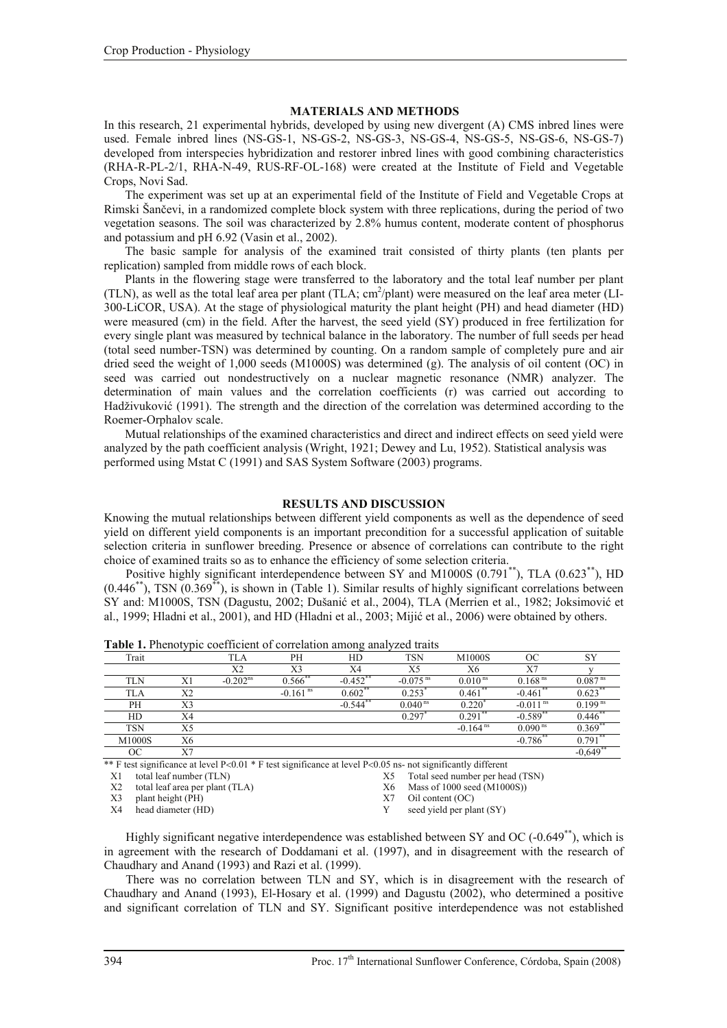## MATERIALS AND METHODS

In this research, 21 experimental hybrids, developed by using new divergent (A) CMS inbred lines were used. Female inbred lines (NS-GS-1, NS-GS-2, NS-GS-3, NS-GS-4, NS-GS-5, NS-GS-6, NS-GS-7) developed from interspecies hybridization and restorer inbred lines with good combining characteristics (RHA-R-PL-2/1, RHA-N-49, RUS-RF-OL-168) were created at the Institute of Field and Vegetable Crops, Novi Sad.

The experiment was set up at an experimental field of the Institute of Field and Vegetable Crops at Rimski Šančevi, in a randomized complete block system with three replications, during the period of two vegetation seasons. The soil was characterized by 2.8% humus content, moderate content of phosphorus and potassium and pH 6.92 (Vasin et al., 2002).

The basic sample for analysis of the examined trait consisted of thirty plants (ten plants per replication) sampled from middle rows of each block.

Plants in the flowering stage were transferred to the laboratory and the total leaf number per plant (TLN), as well as the total leaf area per plant (TLA; $cm^2$/plant) were measured on the leaf area meter (LI-300-LiCOR, USA). At the stage of physiological maturity the plant height (PH) and head diameter (HD) were measured (cm) in the field. After the harvest, the seed yield (SY) produced in free fertilization for every single plant was measured by technical balance in the laboratory. The number of full seeds per head (total seed number-TSN) was determined by counting. On a random sample of completely pure and air dried seed the weight of 1,000 seeds (M1000S) was determined (g). The analysis of oil content (OC) in seed was carried out nondestructively on a nuclear magnetic resonance (NMR) analyzer. The determination of main values and the correlation coefficients (r) was carried out according to Hadživuković (1991). The strength and the direction of the correlation was determined according to the Roemer-Orphalov scale.

Mutual relationships of the examined characteristics and direct and indirect effects on seed yield were analyzed by the path coefficient analysis (Wright, 1921; Dewey and Lu, 1952). Statistical analysis was performed using Mstat C (1991) and SAS System Software (2003) programs.

## RESULTS AND DISCUSSION

Knowing the mutual relationships between different yield components as well as the dependence of seed yield on different yield components is an important precondition for a successful application of suitable selection criteria in sunflower breeding. Presence or absence of correlations can contribute to the right choice of examined traits so as to enhance the efficiency of some selection criteria.

Positive highly significant interdependence between SY and M1000S ($0.791^{**}$), TLA ($0.623^{**}$), HD ($0.446^{**}$), TSN ($0.369^{**}$), is shown in (Table 1). Similar results of highly significant correlations between SY and: M1000S, TSN (Dagustu, 2002; Dušanić et al., 2004), TLA (Merrien et al., 1982; Joksimović et al., 1999; Hladni et al., 2001), and HD (Hladni et al., 2003; Mijić et al., 2006) were obtained by others.

**Table 1.** Phenotypic coefficient of correlation among analyzed traits

| Trait | | TLA | PH | HD | TSN | M1000S | OC | SY |
|---|---|---|---|---|---|---|---|---|
| | | X2 | X3 | X4 | X5 | X6 | X7 | y |
| TLN | X1 | $-0.202^{ns}$ | $0.566^{**}$ | $-0.452^{**}$ | $-0.075^{ns}$ | $0.010^{ns}$ | $0.168^{ns}$ | $0.087^{ns}$ |
| TLA | X2 | | $-0.161^{ns}$ | $0.602^{**}$ | $0.253^{*}$ | $0.461^{**}$ | $-0.461^{**}$ | $0.623^{**}$ |
| PH | X3 | | | $-0.544^{**}$ | $0.040^{ns}$ | $0.220^{*}$ | $-0.011^{ns}$ | $0.199^{ns}$ |
| HD | X4 | | | | $0.297^{*}$ | $0.291^{**}$ | $-0.589^{**}$ | $0.446^{**}$ |
| TSN | X5 | | | | | $-0.164^{ns}$ | $0.090^{ns}$ | $0.369^{**}$ |
| M1000S | X6 | | | | | | $-0.786^{**}$ | $0.791^{**}$ |
| OC | X7 | | | | | | | $-0.649^{**}$ |

** F test significance at level P<0.01 * F test significance at level P<0.05 ns- not significantly different

X1 total leaf number (TLN)
X2 total leaf area per plant (TLA)
X3 plant height (PH)
X4 head diameter (HD)
X5 Total seed number per head (TSN)
X6 Mass of 1000 seed (M1000S))
X7 Oil content (OC)
Y seed yield per plant (SY)

Highly significant negative interdependence was established between SY and OC ($-0.649^{**}$), which is in agreement with the research of Doddamani et al. (1997), and in disagreement with the research of Chaudhary and Anand (1993) and Razi et al. (1999).

There was no correlation between TLN and SY, which is in disagreement with the research of Chaudhary and Anand (1993), El-Hosary et al. (1999) and Dagustu (2002), who determined a positive and significant correlation of TLN and SY. Significant positive interdependence was not established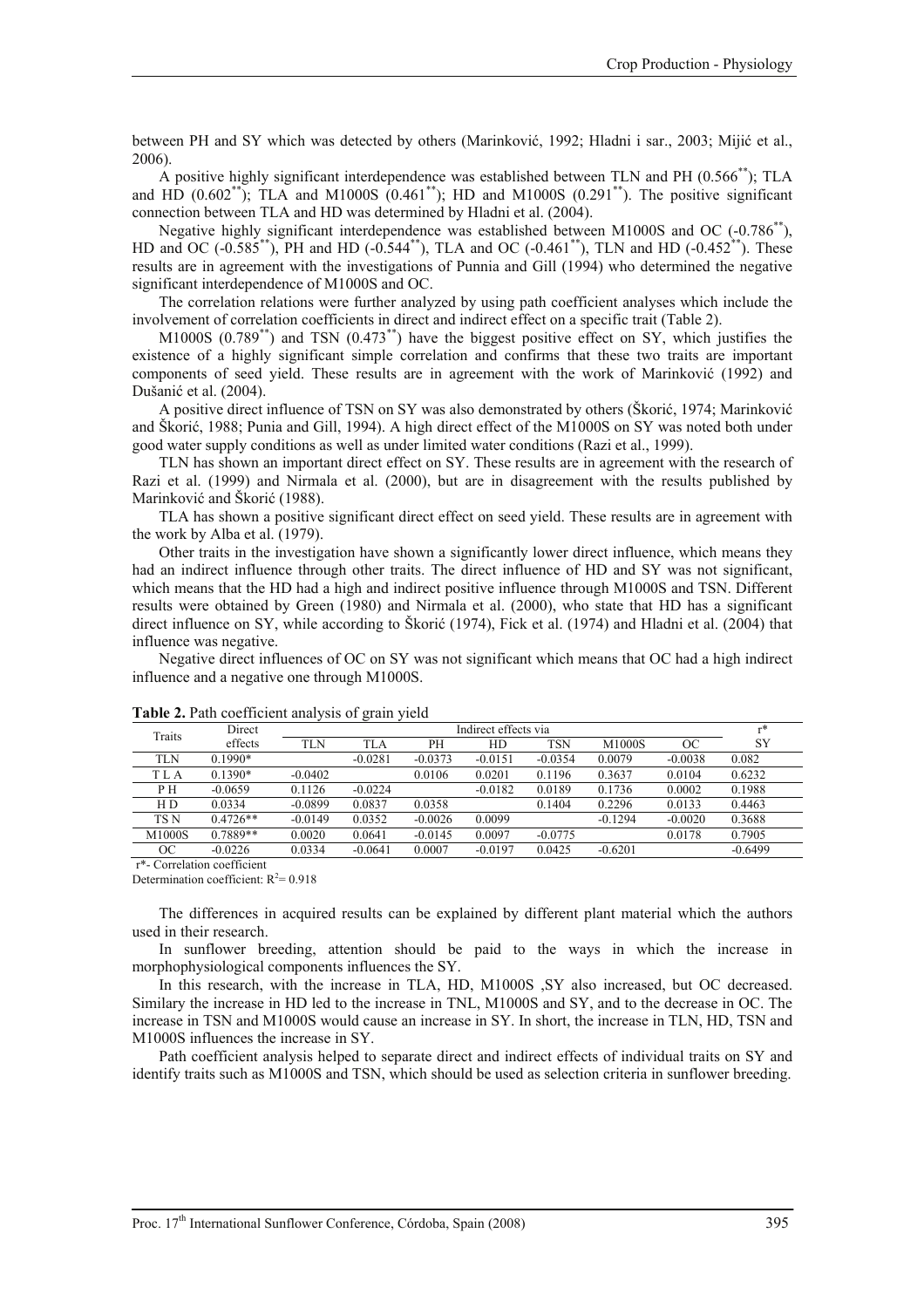between PH and SY which was detected by others (Marinković, 1992; Hladni i sar., 2003; Mijić et al., 2006).

A positive highly significant interdependence was established between TLN and PH (0.566**); TLA and HD (0.602**); TLA and M1000S (0.461**); HD and M1000S (0.291**). The positive significant connection between TLA and HD was determined by Hladni et al. (2004).

Negative highly significant interdependence was established between M1000S and OC (-0.786**), HD and OC (-0.585**), PH and HD (-0.544**), TLA and OC (-0.461**), TLN and HD (-0.452**). These results are in agreement with the investigations of Punnia and Gill (1994) who determined the negative significant interdependence of M1000S and OC.

The correlation relations were further analyzed by using path coefficient analyses which include the involvement of correlation coefficients in direct and indirect effect on a specific trait (Table 2).

M1000S (0.789**) and TSN (0.473**) have the biggest positive effect on SY, which justifies the existence of a highly significant simple correlation and confirms that these two traits are important components of seed yield. These results are in agreement with the work of Marinković (1992) and Dušanić et al. (2004).

A positive direct influence of TSN on SY was also demonstrated by others (Škorić, 1974; Marinković and Škorić, 1988; Punia and Gill, 1994). A high direct effect of the M1000S on SY was noted both under good water supply conditions as well as under limited water conditions (Razi et al., 1999).

TLN has shown an important direct effect on SY. These results are in agreement with the research of Razi et al. (1999) and Nirmala et al. (2000), but are in disagreement with the results published by Marinković and Škorić (1988).

TLA has shown a positive significant direct effect on seed yield. These results are in agreement with the work by Alba et al. (1979).

Other traits in the investigation have shown a significantly lower direct influence, which means they had an indirect influence through other traits. The direct influence of HD and SY was not significant, which means that the HD had a high and indirect positive influence through M1000S and TSN. Different results were obtained by Green (1980) and Nirmala et al. (2000), who state that HD has a significant direct influence on SY, while according to Škorić (1974), Fick et al. (1974) and Hladni et al. (2004) that influence was negative.

Negative direct influences of OC on SY was not significant which means that OC had a high indirect influence and a negative one through M1000S.

**Table 2.** Path coefficient analysis of grain yield

| Traits | Direct effects | Indirect effects via | | | | | | | r* |
|---|---|---|---|---|---|---|---|---|---|
| | | TLN | TLA | PH | HD | TSN | M1000S | OC | SY |
| TLN | 0.1990* | | -0.0281 | -0.0373 | -0.0151 | -0.0354 | 0.0079 | -0.0038 | 0.082 |
| T L A | 0.1390* | -0.0402 | | 0.0106 | 0.0201 | 0.1196 | 0.3637 | 0.0104 | 0.6232 |
| P H | -0.0659 | 0.1126 | -0.0224 | | -0.0182 | 0.0189 | 0.1736 | 0.0002 | 0.1988 |
| H D | 0.0334 | -0.0899 | 0.0837 | 0.0358 | | 0.1404 | 0.2296 | 0.0133 | 0.4463 |
| TS N | 0.4726** | -0.0149 | 0.0352 | -0.0026 | 0.0099 | | -0.1294 | -0.0020 | 0.3688 |
| M1000S | 0.7889** | 0.0020 | 0.0641 | -0.0145 | 0.0097 | -0.0775 | | 0.0178 | 0.7905 |
| OC | -0.0226 | 0.0334 | -0.0641 | 0.0007 | -0.0197 | 0.0425 | -0.6201 | | -0.6499 |

r*- Correlation coefficient

Determination coefficient: $R^2$= 0.918

The differences in acquired results can be explained by different plant material which the authors used in their research.

In sunflower breeding, attention should be paid to the ways in which the increase in morphophysiological components influences the SY.

In this research, with the increase in TLA, HD, M1000S ,SY also increased, but OC decreased. Similary the increase in HD led to the increase in TNL, M1000S and SY, and to the decrease in OC. The increase in TSN and M1000S would cause an increase in SY. In short, the increase in TLN, HD, TSN and M1000S influences the increase in SY.

Path coefficient analysis helped to separate direct and indirect effects of individual traits on SY and identify traits such as M1000S and TSN, which should be used as selection criteria in sunflower breeding.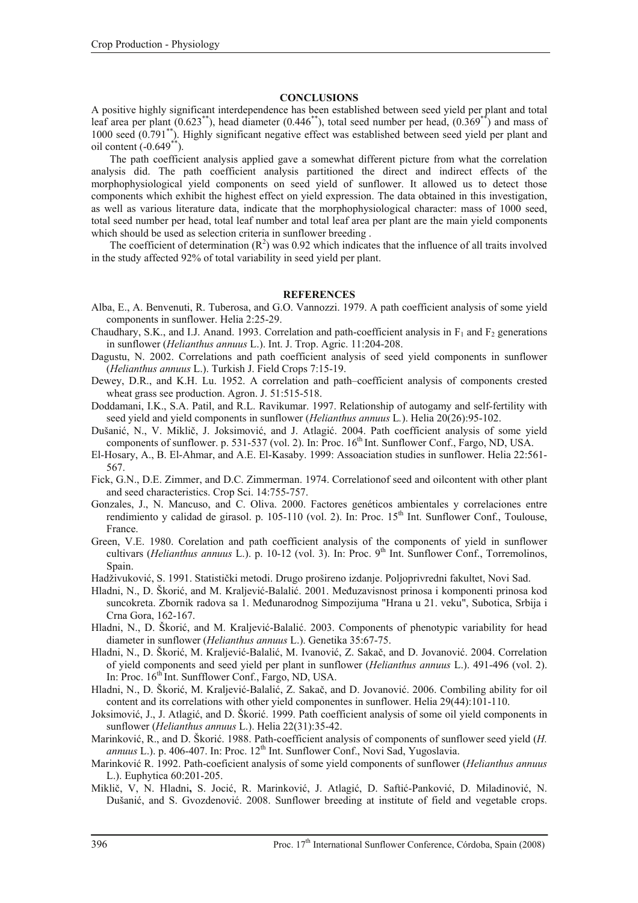## CONCLUSIONS

A positive highly significant interdependence has been established between seed yield per plant and total leaf area per plant ($0.623^{**}$), head diameter ($0.446^{**}$), total seed number per head, ($0.369^{**}$) and mass of 1000 seed ($0.791^{**}$). Highly significant negative effect was established between seed yield per plant and oil content ($-0.649^{**}$).

The path coefficient analysis applied gave a somewhat different picture from what the correlation analysis did. The path coefficient analysis partitioned the direct and indirect effects of the morphophysiological yield components on seed yield of sunflower. It allowed us to detect those components which exhibit the highest effect on yield expression. The data obtained in this investigation, as well as various literature data, indicate that the morphophysiological character: mass of 1000 seed, total seed number per head, total leaf number and total leaf area per plant are the main yield components which should be used as selection criteria in sunflower breeding .

The coefficient of determination ($R^2$) was 0.92 which indicates that the influence of all traits involved in the study affected 92% of total variability in seed yield per plant.

## REFERENCES

Alba, E., A. Benvenuti, R. Tuberosa, and G.O. Vannozzi. 1979. A path coefficient analysis of some yield components in sunflower. Helia 2:25-29.

Chaudhary, S.K., and I.J. Anand. 1993. Correlation and path-coefficient analysis in $F_1$ and $F_2$ generations in sunflower (*Helianthus annuus* L.). Int. J. Trop. Agric. 11:204-208.

Dagustu, N. 2002. Correlations and path coefficient analysis of seed yield components in sunflower (*Helianthus annuus* L.). Turkish J. Field Crops 7:15-19.

Dewey, D.R., and K.H. Lu. 1952. A correlation and path–coefficient analysis of components crested wheat grass see production. Agron. J. 51:515-518.

Doddamani, I.K., S.A. Patil, and R.L. Ravikumar. 1997. Relationship of autogamy and self-fertility with seed yield and yield components in sunflower (*Helianthus annuus* L.). Helia 20(26):95-102.

Dušanić, N., V. Mikli̇č, J. Joksimović, and J. Atlagić. 2004. Path coefficient analysis of some yield components of sunflower. p. 531-537 (vol. 2). In: Proc. 16th Int. Sunflower Conf., Fargo, ND, USA.

El-Hosary, A., B. El-Ahmar, and A.E. El-Kasaby. 1999: Assoaciation studies in sunflower. Helia 22:561-567.

Fick, G.N., D.E. Zimmer, and D.C. Zimmerman. 1974. Correlationof seed and oilcontent with other plant and seed characteristics. Crop Sci. 14:755-757.

Gonzales, J., N. Mancuso, and C. Oliva. 2000. Factores genéticos ambientales y correlaciones entre rendimiento y calidad de girasol. p. 105-110 (vol. 2). In: Proc. 15th Int. Sunflower Conf., Toulouse, France.

Green, V.E. 1980. Corelation and path coefficient analysis of the components of yield in sunflower cultivars (*Helianthus annuus* L.). p. 10-12 (vol. 3). In: Proc. 9th Int. Sunflower Conf., Torremolinos, Spain.

Hadživuković, S. 1991. Statistički metodi. Drugo prošireno izdanje. Poljoprivredni fakultet, Novi Sad.

Hladni, N., D. Škorić, and M. Kraljević-Balalić. 2001. Međuzavisnost prinosa i komponenti prinosa kod suncokreta. Zbornik radova sa 1. Međunarodnog Simpozijuma "Hrana u 21. veku", Subotica, Srbija i Crna Gora, 162-167.

Hladni, N., D. Škorić, and M. Kraljević-Balalić. 2003. Components of phenotypic variability for head diameter in sunflower (*Helianthus annuus* L.). Genetika 35:67-75.

Hladni, N., D. Škorić, M. Kraljević-Balalić, M. Ivanović, Z. Sakač, and D. Jovanović. 2004. Correlation of yield components and seed yield per plant in sunflower (*Helianthus annuus* L.). 491-496 (vol. 2). In: Proc. 16th Int. Sunfflower Conf., Fargo, ND, USA.

Hladni, N., D. Škorić, M. Kraljević-Balalić, Z. Sakač, and D. Jovanović. 2006. Combiling ability for oil content and its correlations with other yield componentes in sunflower. Helia 29(44):101-110.

Joksimović, J., J. Atlagić, and D. Škorić. 1999. Path coefficient analysis of some oil yield components in sunflower (*Helianthus annuus* L.). Helia 22(31):35-42.

Marinković, R., and D. Škorić. 1988. Path-coefficient analysis of components of sunflower seed yield (*H. annuus* L.). p. 406-407. In: Proc. 12th Int. Sunflower Conf., Novi Sad, Yugoslavia.

Marinković R. 1992. Path-coeficient analysis of some yield components of sunflower (*Helianthus annuus* L.). Euphytica 60:201-205.

Mikli̇č, V, N. Hladni**,** S. Jocić, R. Marinković, J. Atlagić, D. Saftić-Panković, D. Miladinović, N. Dušanić, and S. Gvozdenović. 2008. Sunflower breeding at institute of field and vegetable crops.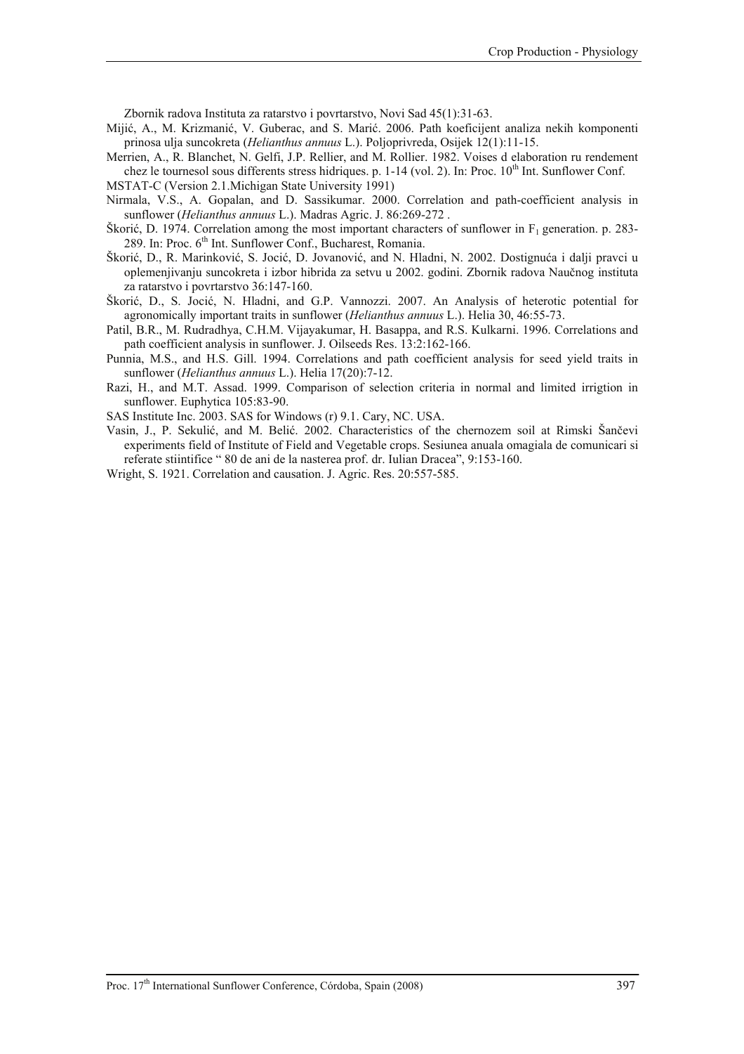Zbornik radova Instituta za ratarstvo i povrtarstvo, Novi Sad 45(1):31-63.

Mijić, A., M. Krizmanić, V. Guberac, and S. Marić. 2006. Path koeficijent analiza nekih komponenti prinosa ulja suncokreta (*Helianthus annuus* L.). Poljoprivreda, Osijek 12(1):11-15.

Merrien, A., R. Blanchet, N. Gelfi, J.P. Rellier, and M. Rollier. 1982. Voises d elaboration ru rendement chez le tournesol sous differents stress hidriques. p. 1-14 (vol. 2). In: Proc. 10th Int. Sunflower Conf.

MSTAT-C (Version 2.1.Michigan State University 1991)

Nirmala, V.S., A. Gopalan, and D. Sassikumar. 2000. Correlation and path-coefficient analysis in sunflower (*Helianthus annuus* L.). Madras Agric. J. 86:269-272 .

Škorić, D. 1974. Correlation among the most important characters of sunflower in $F_1$ generation. p. 283-289. In: Proc. 6th Int. Sunflower Conf., Bucharest, Romania.

Škorić, D., R. Marinković, S. Jocić, D. Jovanović, and N. Hladni, N. 2002. Dostignuća i dalji pravci u oplemenjivanju suncokreta i izbor hibrida za setvu u 2002. godini. Zbornik radova Naučnog instituta za ratarstvo i povrtarstvo 36:147-160.

Škorić, D., S. Jocić, N. Hladni, and G.P. Vannozzi. 2007. An Analysis of heterotic potential for agronomically important traits in sunflower (*Helianthus annuus* L.). Helia 30, 46:55-73.

Patil, B.R., M. Rudradhya, C.H.M. Vijayakumar, H. Basappa, and R.S. Kulkarni. 1996. Correlations and path coefficient analysis in sunflower. J. Oilseeds Res. 13:2:162-166.

Punnia, M.S., and H.S. Gill. 1994. Correlations and path coefficient analysis for seed yield traits in sunflower (*Helianthus annuus* L.). Helia 17(20):7-12.

Razi, H., and M.T. Assad. 1999. Comparison of selection criteria in normal and limited irrigtion in sunflower. Euphytica 105:83-90.

SAS Institute Inc. 2003. SAS for Windows (r) 9.1. Cary, NC. USA.

Vasin, J., P. Sekulić, and M. Belić. 2002. Characteristics of the chernozem soil at Rimski Šančevi experiments field of Institute of Field and Vegetable crops. Sesiunea anuala omagiala de comunicari si referate stiintifice " 80 de ani de la nasterea prof. dr. Iulian Dracea", 9:153-160.

Wright, S. 1921. Correlation and causation. J. Agric. Res. 20:557-585.